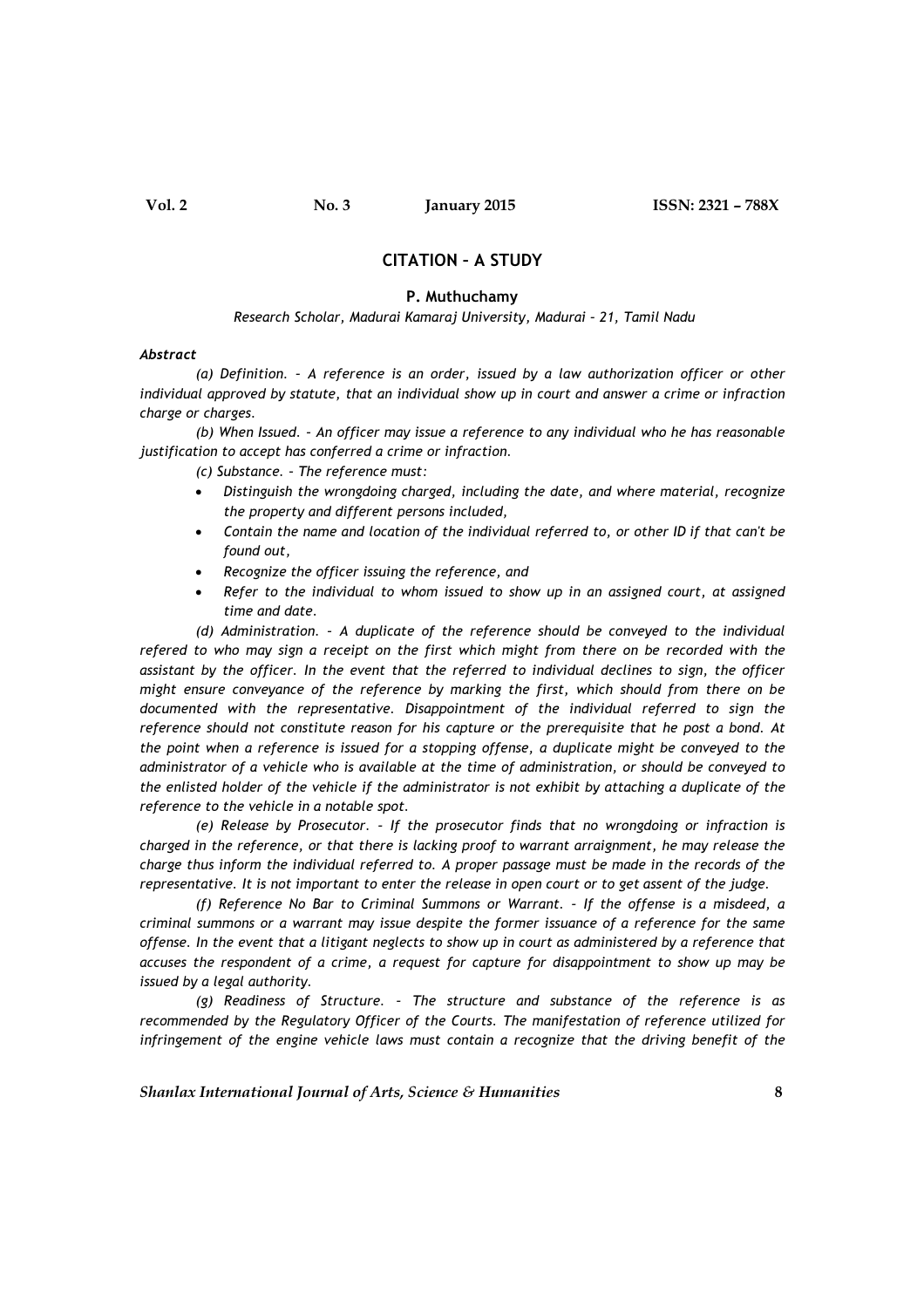# CITATION – A STUDY

**P. Muthuchamy**

*Research Scholar, Madurai Kamaraj University, Madurai – 21, Tamil Nadu*

***Abstract***

*(a) Definition. – A reference is an order, issued by a law authorization officer or other individual approved by statute, that an individual show up in court and answer a crime or infraction charge or charges.*

*(b) When Issued. – An officer may issue a reference to any individual who he has reasonable justification to accept has conferred a crime or infraction.*

*(c) Substance. – The reference must:*

- *Distinguish the wrongdoing charged, including the date, and where material, recognize the property and different persons included,*
- *Contain the name and location of the individual referred to, or other ID if that can't be found out,*
- *Recognize the officer issuing the reference, and*
- *Refer to the individual to whom issued to show up in an assigned court, at assigned time and date.*

*(d) Administration. – A duplicate of the reference should be conveyed to the individual refered to who may sign a receipt on the first which might from there on be recorded with the assistant by the officer. In the event that the referred to individual declines to sign, the officer might ensure conveyance of the reference by marking the first, which should from there on be documented with the representative. Disappointment of the individual referred to sign the reference should not constitute reason for his capture or the prerequisite that he post a bond. At the point when a reference is issued for a stopping offense, a duplicate might be conveyed to the administrator of a vehicle who is available at the time of administration, or should be conveyed to the enlisted holder of the vehicle if the administrator is not exhibit by attaching a duplicate of the reference to the vehicle in a notable spot.*

*(e) Release by Prosecutor. – If the prosecutor finds that no wrongdoing or infraction is charged in the reference, or that there is lacking proof to warrant arraignment, he may release the charge thus inform the individual referred to. A proper passage must be made in the records of the representative. It is not important to enter the release in open court or to get assent of the judge.*

*(f) Reference No Bar to Criminal Summons or Warrant. – If the offense is a misdeed, a criminal summons or a warrant may issue despite the former issuance of a reference for the same offense. In the event that a litigant neglects to show up in court as administered by a reference that accuses the respondent of a crime, a request for capture for disappointment to show up may be issued by a legal authority.*

*(g) Readiness of Structure. – The structure and substance of the reference is as recommended by the Regulatory Officer of the Courts. The manifestation of reference utilized for infringement of the engine vehicle laws must contain a recognize that the driving benefit of the*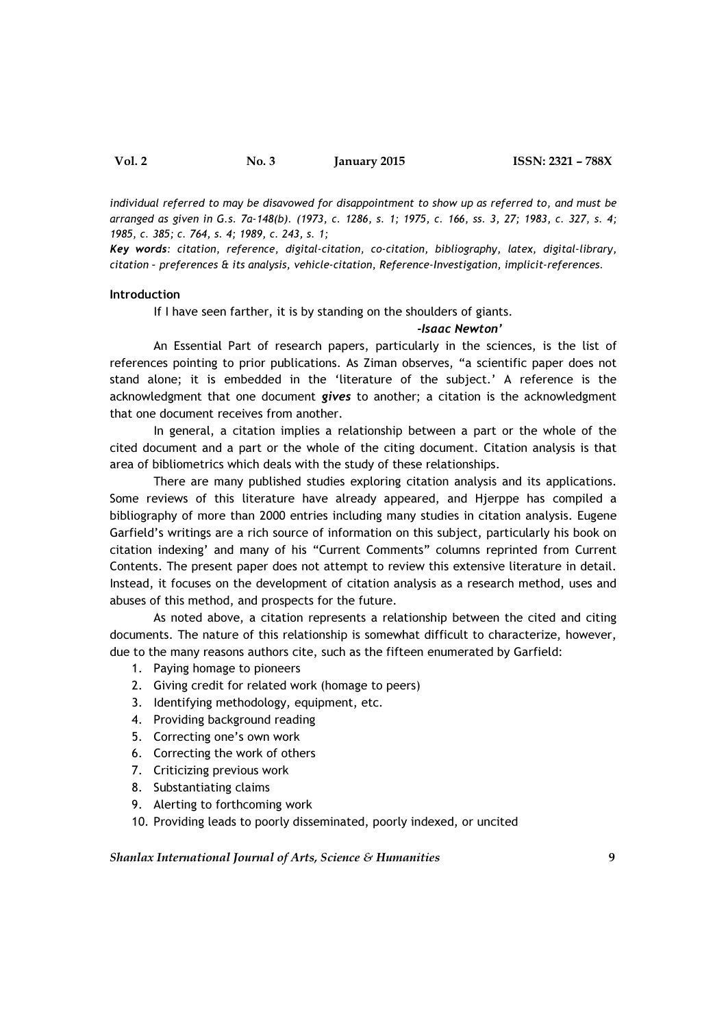*individual referred to may be disavowed for disappointment to show up as referred to, and must be arranged as given in G.s. 7a-148(b). (1973, c. 1286, s. 1; 1975, c. 166, ss. 3, 27; 1983, c. 327, s. 4; 1985, c. 385; c. 764, s. 4; 1989, c. 243, s. 1;*

***Key words****: citation, reference, digital-citation, co-citation, bibliography, latex, digital-library, citation – preferences & its analysis, vehicle-citation, Reference-Investigation, implicit-references.*

## Introduction

If I have seen farther, it is by standing on the shoulders of giants.

***-Isaac Newton'***

An Essential Part of research papers, particularly in the sciences, is the list of references pointing to prior publications. As Ziman observes, "a scientific paper does not stand alone; it is embedded in the 'literature of the subject.' A reference is the acknowledgment that one document ***gives*** to another; a citation is the acknowledgment that one document receives from another.

In general, a citation implies a relationship between a part or the whole of the cited document and a part or the whole of the citing document. Citation analysis is that area of bibliometrics which deals with the study of these relationships.

There are many published studies exploring citation analysis and its applications. Some reviews of this literature have already appeared, and Hjerppe has compiled a bibliography of more than 2000 entries including many studies in citation analysis. Eugene Garfield's writings are a rich source of information on this subject, particularly his book on citation indexing' and many of his "Current Comments" columns reprinted from Current Contents. The present paper does not attempt to review this extensive literature in detail. Instead, it focuses on the development of citation analysis as a research method, uses and abuses of this method, and prospects for the future.

As noted above, a citation represents a relationship between the cited and citing documents. The nature of this relationship is somewhat difficult to characterize, however, due to the many reasons authors cite, such as the fifteen enumerated by Garfield:

1. Paying homage to pioneers
2. Giving credit for related work (homage to peers)
3. Identifying methodology, equipment, etc.
4. Providing background reading
5. Correcting one's own work
6. Correcting the work of others
7. Criticizing previous work
8. Substantiating claims
9. Alerting to forthcoming work
10. Providing leads to poorly disseminated, poorly indexed, or uncited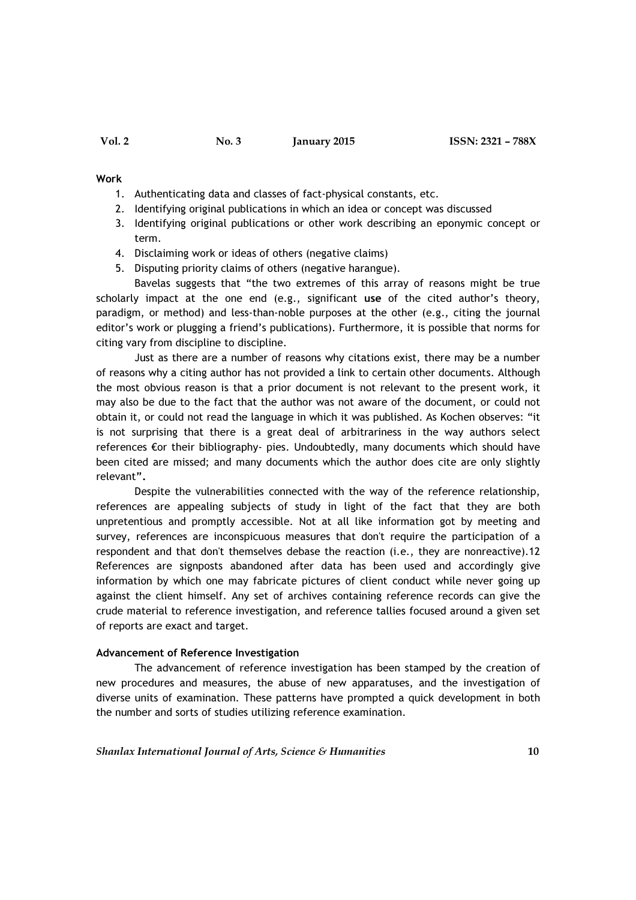**Work**

1. Authenticating data and classes of fact-physical constants, etc.
2. Identifying original publications in which an idea or concept was discussed
3. Identifying original publications or other work describing an eponymic concept or term.
4. Disclaiming work or ideas of others (negative claims)
5. Disputing priority claims of others (negative harangue).

Bavelas suggests that "the two extremes of this array of reasons might be true scholarly impact at the one end (e.g., significant **use** of the cited author's theory, paradigm, or method) and less-than-noble purposes at the other (e.g., citing the journal editor's work or plugging a friend's publications). Furthermore, it is possible that norms for citing vary from discipline to discipline.

Just as there are a number of reasons why citations exist, there may be a number of reasons why a citing author has not provided a link to certain other documents. Although the most obvious reason is that a prior document is not relevant to the present work, it may also be due to the fact that the author was not aware of the document, or could not obtain it, or could not read the language in which it was published. As Kochen observes: "it is not surprising that there is a great deal of arbitrariness in the way authors select references €or their bibliography- pies. Undoubtedly, many documents which should have been cited are missed; and many documents which the author does cite are only slightly relevant"**.**

Despite the vulnerabilities connected with the way of the reference relationship, references are appealing subjects of study in light of the fact that they are both unpretentious and promptly accessible. Not at all like information got by meeting and survey, references are inconspicuous measures that don't require the participation of a respondent and that don't themselves debase the reaction (i.e., they are nonreactive).12 References are signposts abandoned after data has been used and accordingly give information by which one may fabricate pictures of client conduct while never going up against the client himself. Any set of archives containing reference records can give the crude material to reference investigation, and reference tallies focused around a given set of reports are exact and target.

**Advancement of Reference Investigation**

The advancement of reference investigation has been stamped by the creation of new procedures and measures, the abuse of new apparatuses, and the investigation of diverse units of examination. These patterns have prompted a quick development in both the number and sorts of studies utilizing reference examination.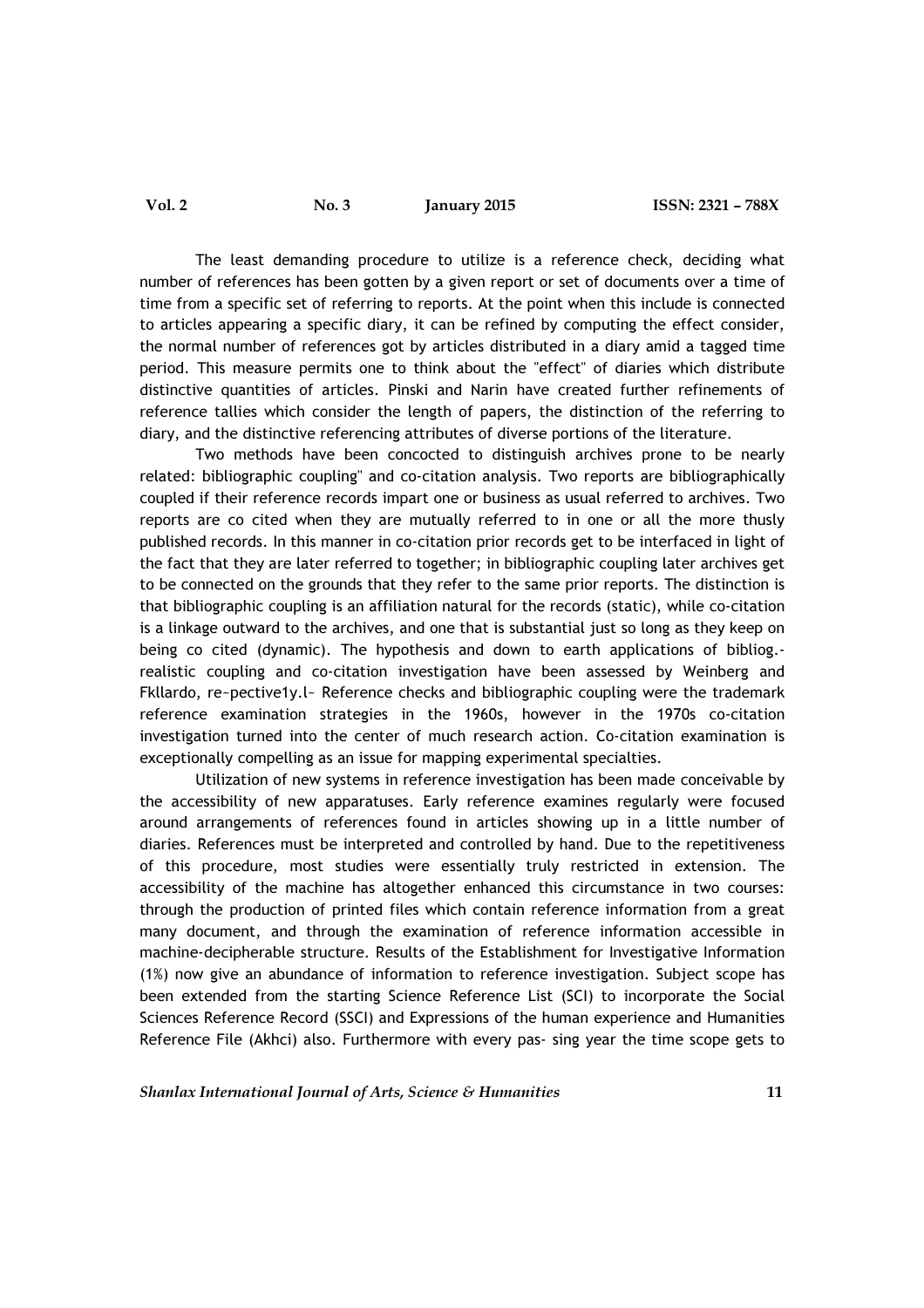The least demanding procedure to utilize is a reference check, deciding what number of references has been gotten by a given report or set of documents over a time of time from a specific set of referring to reports. At the point when this include is connected to articles appearing a specific diary, it can be refined by computing the effect consider, the normal number of references got by articles distributed in a diary amid a tagged time period. This measure permits one to think about the "effect" of diaries which distribute distinctive quantities of articles. Pinski and Narin have created further refinements of reference tallies which consider the length of papers, the distinction of the referring to diary, and the distinctive referencing attributes of diverse portions of the literature.

Two methods have been concocted to distinguish archives prone to be nearly related: bibliographic coupling" and co-citation analysis. Two reports are bibliographically coupled if their reference records impart one or business as usual referred to archives. Two reports are co cited when they are mutually referred to in one or all the more thusly published records. In this manner in co-citation prior records get to be interfaced in light of the fact that they are later referred to together; in bibliographic coupling later archives get to be connected on the grounds that they refer to the same prior reports. The distinction is that bibliographic coupling is an affiliation natural for the records (static), while co-citation is a linkage outward to the archives, and one that is substantial just so long as they keep on being co cited (dynamic). The hypothesis and down to earth applications of bibliog.-realistic coupling and co-citation investigation have been assessed by Weinberg and Fkllardo, re~pective1y.l~ Reference checks and bibliographic coupling were the trademark reference examination strategies in the 1960s, however in the 1970s co-citation investigation turned into the center of much research action. Co-citation examination is exceptionally compelling as an issue for mapping experimental specialties.

Utilization of new systems in reference investigation has been made conceivable by the accessibility of new apparatuses. Early reference examines regularly were focused around arrangements of references found in articles showing up in a little number of diaries. References must be interpreted and controlled by hand. Due to the repetitiveness of this procedure, most studies were essentially truly restricted in extension. The accessibility of the machine has altogether enhanced this circumstance in two courses: through the production of printed files which contain reference information from a great many document, and through the examination of reference information accessible in machine-decipherable structure. Results of the Establishment for Investigative Information (1%) now give an abundance of information to reference investigation. Subject scope has been extended from the starting Science Reference List (SCI) to incorporate the Social Sciences Reference Record (SSCI) and Expressions of the human experience and Humanities Reference File (Akhci) also. Furthermore with every pas- sing year the time scope gets to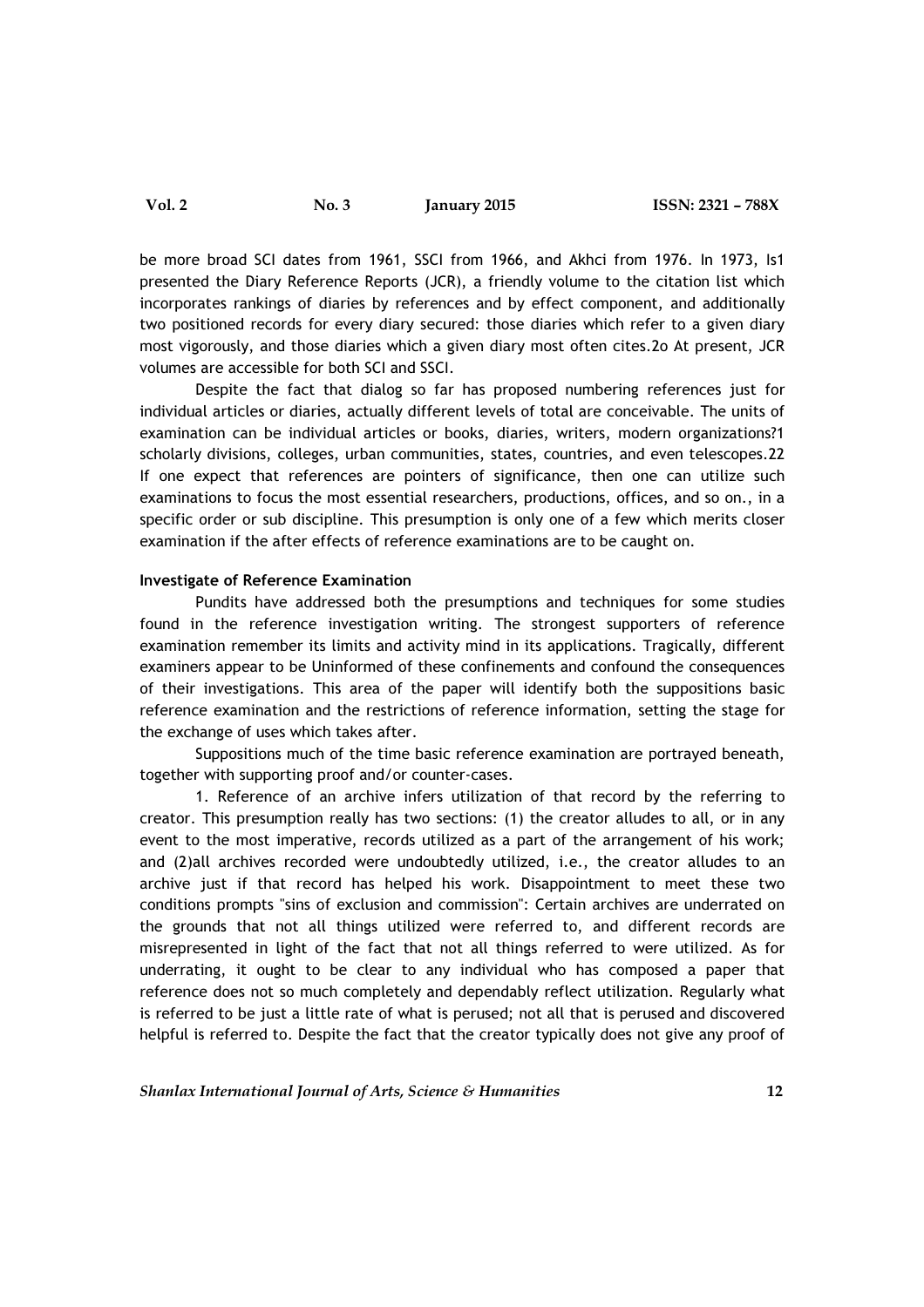be more broad SCI dates from 1961, SSCI from 1966, and Akhci from 1976. In 1973, Is1 presented the Diary Reference Reports (JCR), a friendly volume to the citation list which incorporates rankings of diaries by references and by effect component, and additionally two positioned records for every diary secured: those diaries which refer to a given diary most vigorously, and those diaries which a given diary most often cites.2o At present, JCR volumes are accessible for both SCI and SSCI.

Despite the fact that dialog so far has proposed numbering references just for individual articles or diaries, actually different levels of total are conceivable. The units of examination can be individual articles or books, diaries, writers, modern organizations?1 scholarly divisions, colleges, urban communities, states, countries, and even telescopes.22 If one expect that references are pointers of significance, then one can utilize such examinations to focus the most essential researchers, productions, offices, and so on., in a specific order or sub discipline. This presumption is only one of a few which merits closer examination if the after effects of reference examinations are to be caught on.

**Investigate of Reference Examination**

Pundits have addressed both the presumptions and techniques for some studies found in the reference investigation writing. The strongest supporters of reference examination remember its limits and activity mind in its applications. Tragically, different examiners appear to be Uninformed of these confinements and confound the consequences of their investigations. This area of the paper will identify both the suppositions basic reference examination and the restrictions of reference information, setting the stage for the exchange of uses which takes after.

Suppositions much of the time basic reference examination are portrayed beneath, together with supporting proof and/or counter-cases.

1. Reference of an archive infers utilization of that record by the referring to creator. This presumption really has two sections: (1) the creator alludes to all, or in any event to the most imperative, records utilized as a part of the arrangement of his work; and (2)all archives recorded were undoubtedly utilized, i.e., the creator alludes to an archive just if that record has helped his work. Disappointment to meet these two conditions prompts "sins of exclusion and commission": Certain archives are underrated on the grounds that not all things utilized were referred to, and different records are misrepresented in light of the fact that not all things referred to were utilized. As for underrating, it ought to be clear to any individual who has composed a paper that reference does not so much completely and dependably reflect utilization. Regularly what is referred to be just a little rate of what is perused; not all that is perused and discovered helpful is referred to. Despite the fact that the creator typically does not give any proof of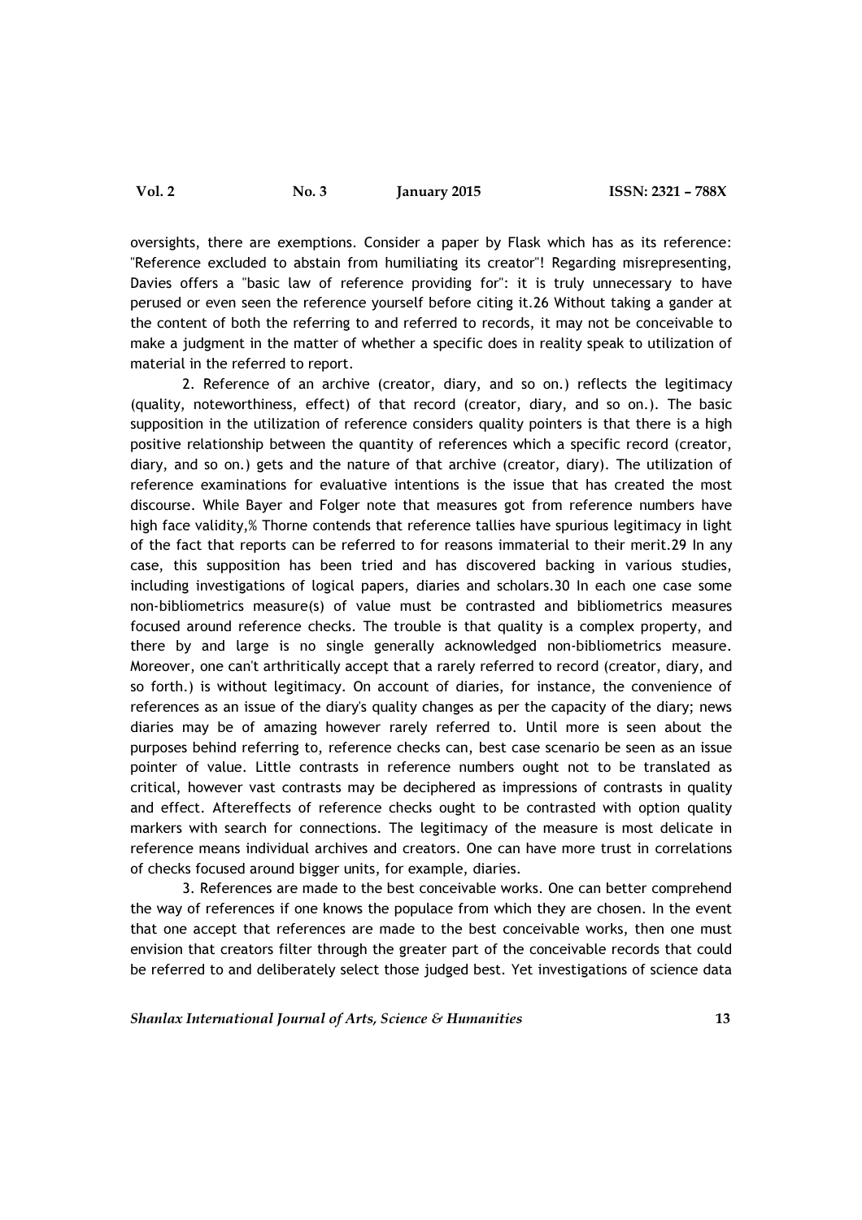oversights, there are exemptions. Consider a paper by Flask which has as its reference: "Reference excluded to abstain from humiliating its creator"! Regarding misrepresenting, Davies offers a "basic law of reference providing for": it is truly unnecessary to have perused or even seen the reference yourself before citing it.26 Without taking a gander at the content of both the referring to and referred to records, it may not be conceivable to make a judgment in the matter of whether a specific does in reality speak to utilization of material in the referred to report.

2. Reference of an archive (creator, diary, and so on.) reflects the legitimacy (quality, noteworthiness, effect) of that record (creator, diary, and so on.). The basic supposition in the utilization of reference considers quality pointers is that there is a high positive relationship between the quantity of references which a specific record (creator, diary, and so on.) gets and the nature of that archive (creator, diary). The utilization of reference examinations for evaluative intentions is the issue that has created the most discourse. While Bayer and Folger note that measures got from reference numbers have high face validity,% Thorne contends that reference tallies have spurious legitimacy in light of the fact that reports can be referred to for reasons immaterial to their merit.29 In any case, this supposition has been tried and has discovered backing in various studies, including investigations of logical papers, diaries and scholars.30 In each one case some non-bibliometrics measure(s) of value must be contrasted and bibliometrics measures focused around reference checks. The trouble is that quality is a complex property, and there by and large is no single generally acknowledged non-bibliometrics measure. Moreover, one can't arthritically accept that a rarely referred to record (creator, diary, and so forth.) is without legitimacy. On account of diaries, for instance, the convenience of references as an issue of the diary's quality changes as per the capacity of the diary; news diaries may be of amazing however rarely referred to. Until more is seen about the purposes behind referring to, reference checks can, best case scenario be seen as an issue pointer of value. Little contrasts in reference numbers ought not to be translated as critical, however vast contrasts may be deciphered as impressions of contrasts in quality and effect. Aftereffects of reference checks ought to be contrasted with option quality markers with search for connections. The legitimacy of the measure is most delicate in reference means individual archives and creators. One can have more trust in correlations of checks focused around bigger units, for example, diaries.

3. References are made to the best conceivable works. One can better comprehend the way of references if one knows the populace from which they are chosen. In the event that one accept that references are made to the best conceivable works, then one must envision that creators filter through the greater part of the conceivable records that could be referred to and deliberately select those judged best. Yet investigations of science data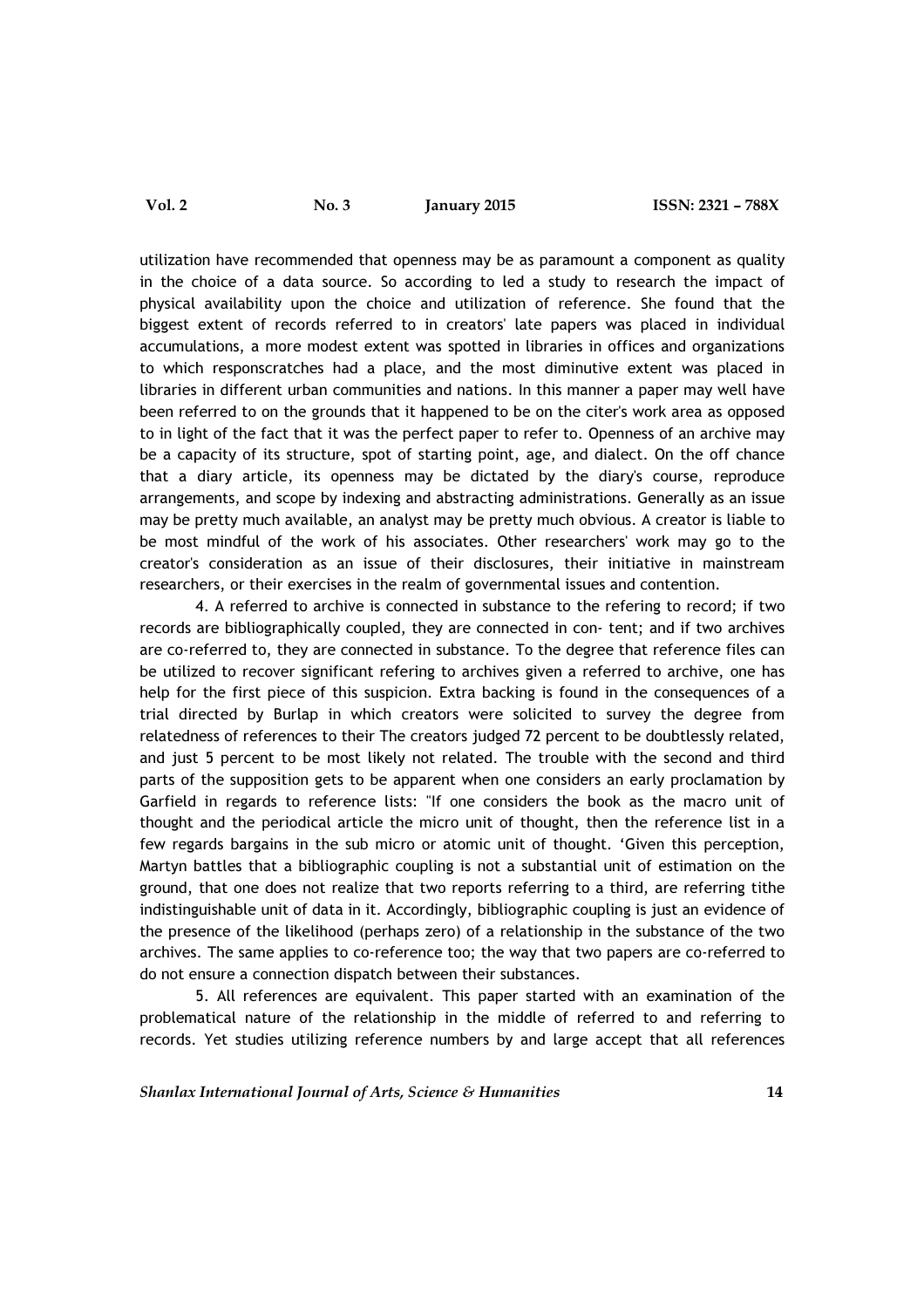utilization have recommended that openness may be as paramount a component as quality in the choice of a data source. So according to led a study to research the impact of physical availability upon the choice and utilization of reference. She found that the biggest extent of records referred to in creators' late papers was placed in individual accumulations, a more modest extent was spotted in libraries in offices and organizations to which responscratches had a place, and the most diminutive extent was placed in libraries in different urban communities and nations. In this manner a paper may well have been referred to on the grounds that it happened to be on the citer's work area as opposed to in light of the fact that it was the perfect paper to refer to. Openness of an archive may be a capacity of its structure, spot of starting point, age, and dialect. On the off chance that a diary article, its openness may be dictated by the diary's course, reproduce arrangements, and scope by indexing and abstracting administrations. Generally as an issue may be pretty much available, an analyst may be pretty much obvious. A creator is liable to be most mindful of the work of his associates. Other researchers' work may go to the creator's consideration as an issue of their disclosures, their initiative in mainstream researchers, or their exercises in the realm of governmental issues and contention.

4. A referred to archive is connected in substance to the refering to record; if two records are bibliographically coupled, they are connected in con- tent; and if two archives are co-referred to, they are connected in substance. To the degree that reference files can be utilized to recover significant refering to archives given a referred to archive, one has help for the first piece of this suspicion. Extra backing is found in the consequences of a trial directed by Burlap in which creators were solicited to survey the degree from relatedness of references to their The creators judged 72 percent to be doubtlessly related, and just 5 percent to be most likely not related. The trouble with the second and third parts of the supposition gets to be apparent when one considers an early proclamation by Garfield in regards to reference lists: "If one considers the book as the macro unit of thought and the periodical article the micro unit of thought, then the reference list in a few regards bargains in the sub micro or atomic unit of thought. 'Given this perception, Martyn battles that a bibliographic coupling is not a substantial unit of estimation on the ground, that one does not realize that two reports referring to a third, are referring tithe indistinguishable unit of data in it. Accordingly, bibliographic coupling is just an evidence of the presence of the likelihood (perhaps zero) of a relationship in the substance of the two archives. The same applies to co-reference too; the way that two papers are co-referred to do not ensure a connection dispatch between their substances.

5. All references are equivalent. This paper started with an examination of the problematical nature of the relationship in the middle of referred to and referring to records. Yet studies utilizing reference numbers by and large accept that all references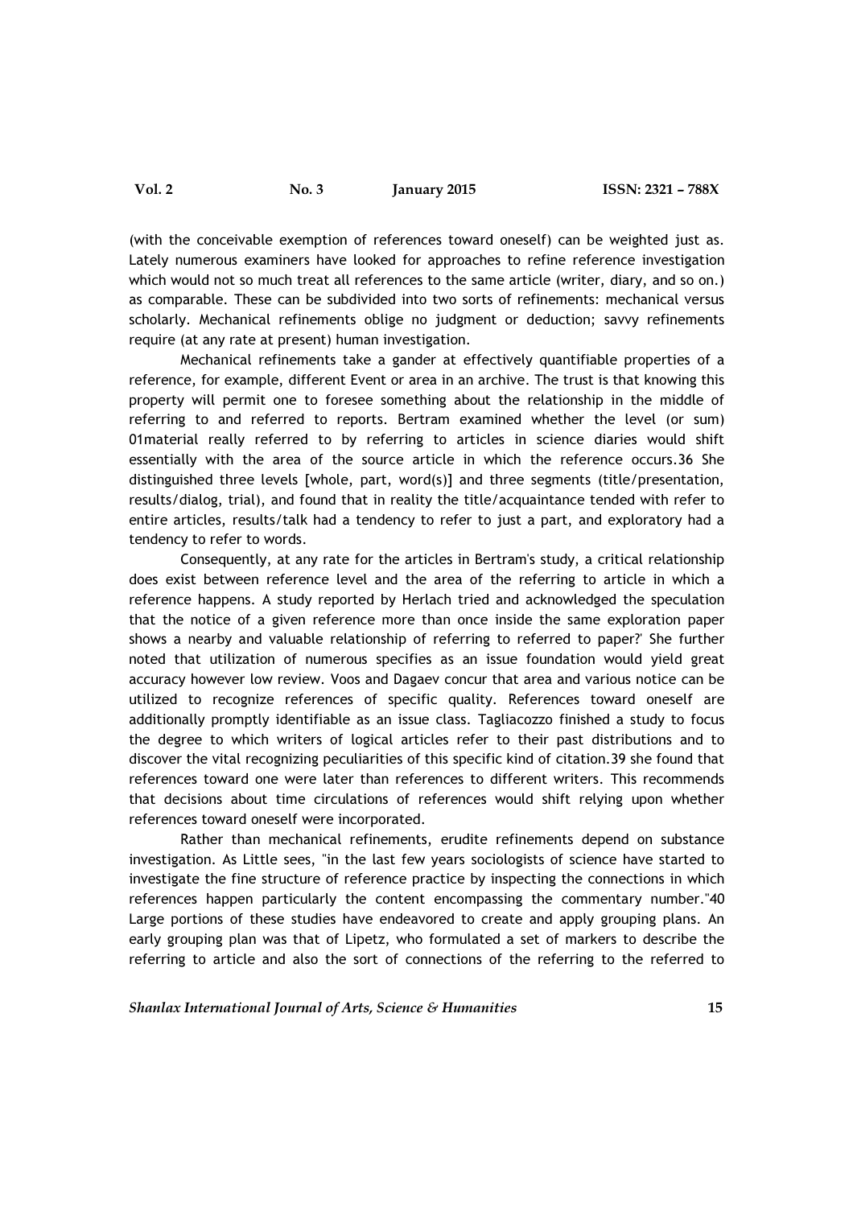(with the conceivable exemption of references toward oneself) can be weighted just as. Lately numerous examiners have looked for approaches to refine reference investigation which would not so much treat all references to the same article (writer, diary, and so on.) as comparable. These can be subdivided into two sorts of refinements: mechanical versus scholarly. Mechanical refinements oblige no judgment or deduction; savvy refinements require (at any rate at present) human investigation.

Mechanical refinements take a gander at effectively quantifiable properties of a reference, for example, different Event or area in an archive. The trust is that knowing this property will permit one to foresee something about the relationship in the middle of referring to and referred to reports. Bertram examined whether the level (or sum) 01material really referred to by referring to articles in science diaries would shift essentially with the area of the source article in which the reference occurs.36 She distinguished three levels [whole, part, word(s)] and three segments (title/presentation, results/dialog, trial), and found that in reality the title/acquaintance tended with refer to entire articles, results/talk had a tendency to refer to just a part, and exploratory had a tendency to refer to words.

Consequently, at any rate for the articles in Bertram's study, a critical relationship does exist between reference level and the area of the referring to article in which a reference happens. A study reported by Herlach tried and acknowledged the speculation that the notice of a given reference more than once inside the same exploration paper shows a nearby and valuable relationship of referring to referred to paper?' She further noted that utilization of numerous specifies as an issue foundation would yield great accuracy however low review. Voos and Dagaev concur that area and various notice can be utilized to recognize references of specific quality. References toward oneself are additionally promptly identifiable as an issue class. Tagliacozzo finished a study to focus the degree to which writers of logical articles refer to their past distributions and to discover the vital recognizing peculiarities of this specific kind of citation.39 she found that references toward one were later than references to different writers. This recommends that decisions about time circulations of references would shift relying upon whether references toward oneself were incorporated.

Rather than mechanical refinements, erudite refinements depend on substance investigation. As Little sees, "in the last few years sociologists of science have started to investigate the fine structure of reference practice by inspecting the connections in which references happen particularly the content encompassing the commentary number."40 Large portions of these studies have endeavored to create and apply grouping plans. An early grouping plan was that of Lipetz, who formulated a set of markers to describe the referring to article and also the sort of connections of the referring to the referred to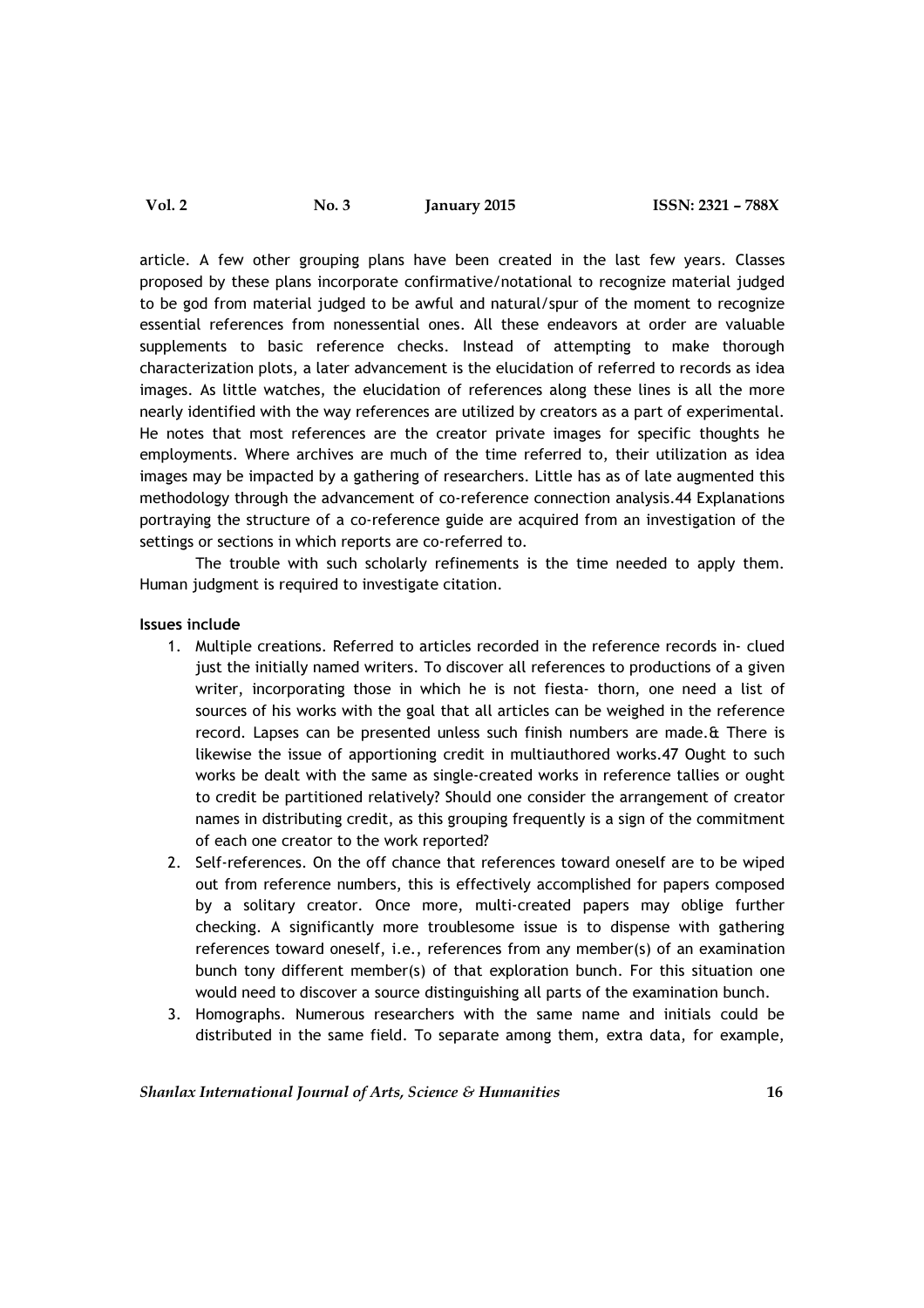article. A few other grouping plans have been created in the last few years. Classes proposed by these plans incorporate confirmative/notational to recognize material judged to be god from material judged to be awful and natural/spur of the moment to recognize essential references from nonessential ones. All these endeavors at order are valuable supplements to basic reference checks. Instead of attempting to make thorough characterization plots, a later advancement is the elucidation of referred to records as idea images. As little watches, the elucidation of references along these lines is all the more nearly identified with the way references are utilized by creators as a part of experimental. He notes that most references are the creator private images for specific thoughts he employments. Where archives are much of the time referred to, their utilization as idea images may be impacted by a gathering of researchers. Little has as of late augmented this methodology through the advancement of co-reference connection analysis.44 Explanations portraying the structure of a co-reference guide are acquired from an investigation of the settings or sections in which reports are co-referred to.

The trouble with such scholarly refinements is the time needed to apply them. Human judgment is required to investigate citation.

**Issues include**

1. Multiple creations. Referred to articles recorded in the reference records in- clued just the initially named writers. To discover all references to productions of a given writer, incorporating those in which he is not fiesta- thorn, one need a list of sources of his works with the goal that all articles can be weighed in the reference record. Lapses can be presented unless such finish numbers are made.& There is likewise the issue of apportioning credit in multiauthored works.47 Ought to such works be dealt with the same as single-created works in reference tallies or ought to credit be partitioned relatively? Should one consider the arrangement of creator names in distributing credit, as this grouping frequently is a sign of the commitment of each one creator to the work reported?
2. Self-references. On the off chance that references toward oneself are to be wiped out from reference numbers, this is effectively accomplished for papers composed by a solitary creator. Once more, multi-created papers may oblige further checking. A significantly more troublesome issue is to dispense with gathering references toward oneself, i.e., references from any member(s) of an examination bunch tony different member(s) of that exploration bunch. For this situation one would need to discover a source distinguishing all parts of the examination bunch.
3. Homographs. Numerous researchers with the same name and initials could be distributed in the same field. To separate among them, extra data, for example,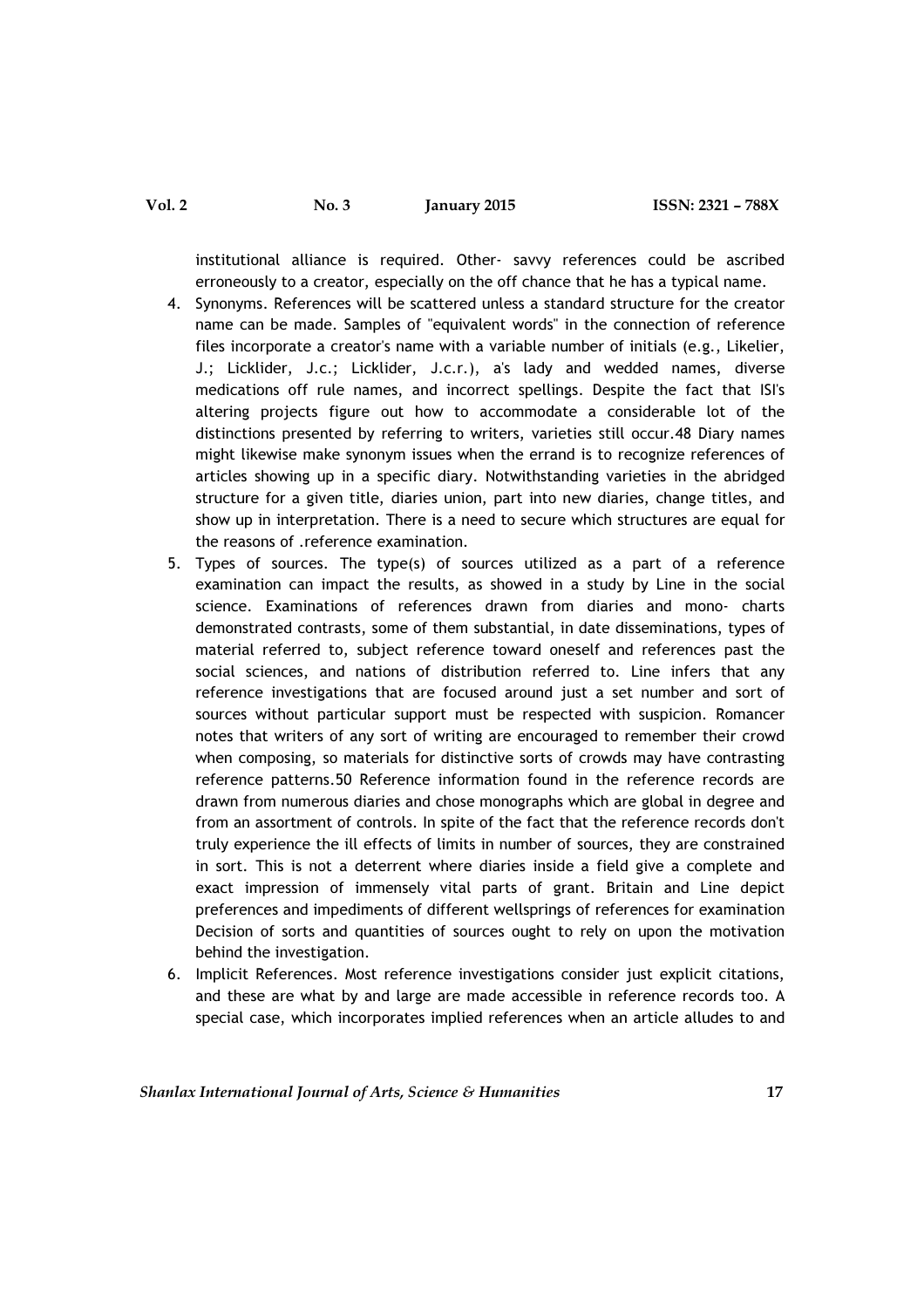institutional alliance is required. Other- savvy references could be ascribed erroneously to a creator, especially on the off chance that he has a typical name.

4. Synonyms. References will be scattered unless a standard structure for the creator name can be made. Samples of "equivalent words" in the connection of reference files incorporate a creator's name with a variable number of initials (e.g., Likelier, J.; Licklider, J.c.; Licklider, J.c.r.), a's lady and wedded names, diverse medications off rule names, and incorrect spellings. Despite the fact that ISI's altering projects figure out how to accommodate a considerable lot of the distinctions presented by referring to writers, varieties still occur.48 Diary names might likewise make synonym issues when the errand is to recognize references of articles showing up in a specific diary. Notwithstanding varieties in the abridged structure for a given title, diaries union, part into new diaries, change titles, and show up in interpretation. There is a need to secure which structures are equal for the reasons of .reference examination.
5. Types of sources. The type(s) of sources utilized as a part of a reference examination can impact the results, as showed in a study by Line in the social science. Examinations of references drawn from diaries and mono- charts demonstrated contrasts, some of them substantial, in date disseminations, types of material referred to, subject reference toward oneself and references past the social sciences, and nations of distribution referred to. Line infers that any reference investigations that are focused around just a set number and sort of sources without particular support must be respected with suspicion. Romancer notes that writers of any sort of writing are encouraged to remember their crowd when composing, so materials for distinctive sorts of crowds may have contrasting reference patterns.50 Reference information found in the reference records are drawn from numerous diaries and chose monographs which are global in degree and from an assortment of controls. In spite of the fact that the reference records don't truly experience the ill effects of limits in number of sources, they are constrained in sort. This is not a deterrent where diaries inside a field give a complete and exact impression of immensely vital parts of grant. Britain and Line depict preferences and impediments of different wellsprings of references for examination Decision of sorts and quantities of sources ought to rely on upon the motivation behind the investigation.
6. Implicit References. Most reference investigations consider just explicit citations, and these are what by and large are made accessible in reference records too. A special case, which incorporates implied references when an article alludes to and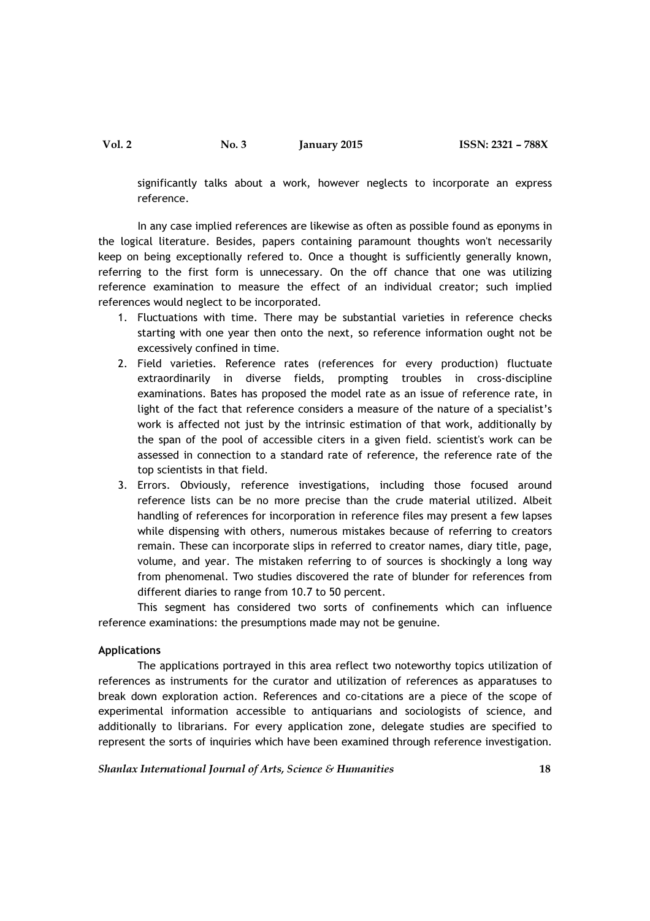significantly talks about a work, however neglects to incorporate an express reference.

In any case implied references are likewise as often as possible found as eponyms in the logical literature. Besides, papers containing paramount thoughts won't necessarily keep on being exceptionally refered to. Once a thought is sufficiently generally known, referring to the first form is unnecessary. On the off chance that one was utilizing reference examination to measure the effect of an individual creator; such implied references would neglect to be incorporated.

1. Fluctuations with time. There may be substantial varieties in reference checks starting with one year then onto the next, so reference information ought not be excessively confined in time.
2. Field varieties. Reference rates (references for every production) fluctuate extraordinarily in diverse fields, prompting troubles in cross-discipline examinations. Bates has proposed the model rate as an issue of reference rate, in light of the fact that reference considers a measure of the nature of a specialist's work is affected not just by the intrinsic estimation of that work, additionally by the span of the pool of accessible citers in a given field. scientist's work can be assessed in connection to a standard rate of reference, the reference rate of the top scientists in that field.
3. Errors. Obviously, reference investigations, including those focused around reference lists can be no more precise than the crude material utilized. Albeit handling of references for incorporation in reference files may present a few lapses while dispensing with others, numerous mistakes because of referring to creators remain. These can incorporate slips in referred to creator names, diary title, page, volume, and year. The mistaken referring to of sources is shockingly a long way from phenomenal. Two studies discovered the rate of blunder for references from different diaries to range from 10.7 to 50 percent.

This segment has considered two sorts of confinements which can influence reference examinations: the presumptions made may not be genuine.

**Applications**

The applications portrayed in this area reflect two noteworthy topics utilization of references as instruments for the curator and utilization of references as apparatuses to break down exploration action. References and co-citations are a piece of the scope of experimental information accessible to antiquarians and sociologists of science, and additionally to librarians. For every application zone, delegate studies are specified to represent the sorts of inquiries which have been examined through reference investigation.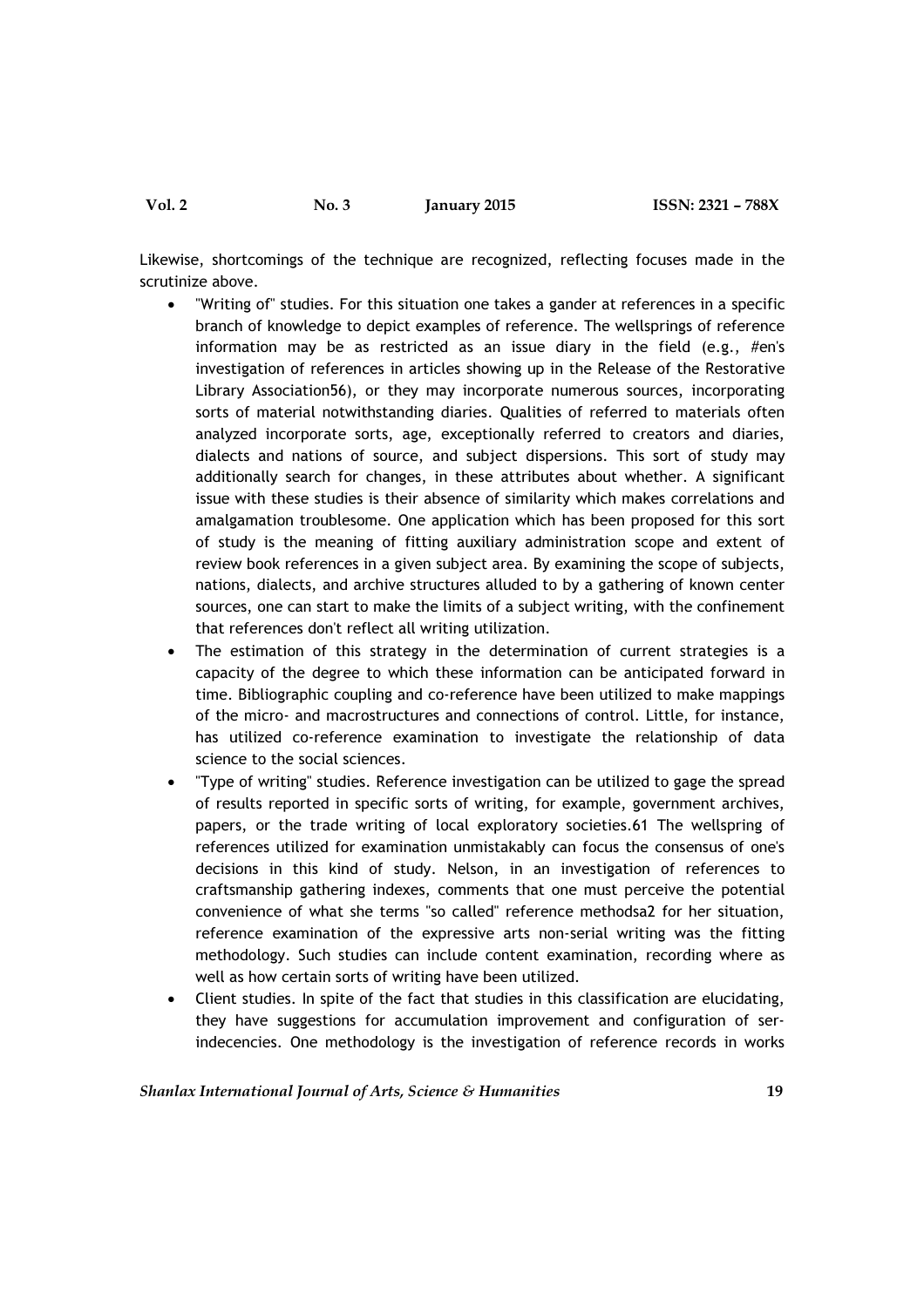Likewise, shortcomings of the technique are recognized, reflecting focuses made in the scrutinize above.

- "Writing of" studies. For this situation one takes a gander at references in a specific branch of knowledge to depict examples of reference. The wellsprings of reference information may be as restricted as an issue diary in the field (e.g., #en's investigation of references in articles showing up in the Release of the Restorative Library Association56), or they may incorporate numerous sources, incorporating sorts of material notwithstanding diaries. Qualities of referred to materials often analyzed incorporate sorts, age, exceptionally referred to creators and diaries, dialects and nations of source, and subject dispersions. This sort of study may additionally search for changes, in these attributes about whether. A significant issue with these studies is their absence of similarity which makes correlations and amalgamation troublesome. One application which has been proposed for this sort of study is the meaning of fitting auxiliary administration scope and extent of review book references in a given subject area. By examining the scope of subjects, nations, dialects, and archive structures alluded to by a gathering of known center sources, one can start to make the limits of a subject writing, with the confinement that references don't reflect all writing utilization.
- The estimation of this strategy in the determination of current strategies is a capacity of the degree to which these information can be anticipated forward in time. Bibliographic coupling and co-reference have been utilized to make mappings of the micro- and macrostructures and connections of control. Little, for instance, has utilized co-reference examination to investigate the relationship of data science to the social sciences.
- "Type of writing" studies. Reference investigation can be utilized to gage the spread of results reported in specific sorts of writing, for example, government archives, papers, or the trade writing of local exploratory societies.61 The wellspring of references utilized for examination unmistakably can focus the consensus of one's decisions in this kind of study. Nelson, in an investigation of references to craftsmanship gathering indexes, comments that one must perceive the potential convenience of what she terms "so called" reference methodsa2 for her situation, reference examination of the expressive arts non-serial writing was the fitting methodology. Such studies can include content examination, recording where as well as how certain sorts of writing have been utilized.
- Client studies. In spite of the fact that studies in this classification are elucidating, they have suggestions for accumulation improvement and configuration of ser-indecencies. One methodology is the investigation of reference records in works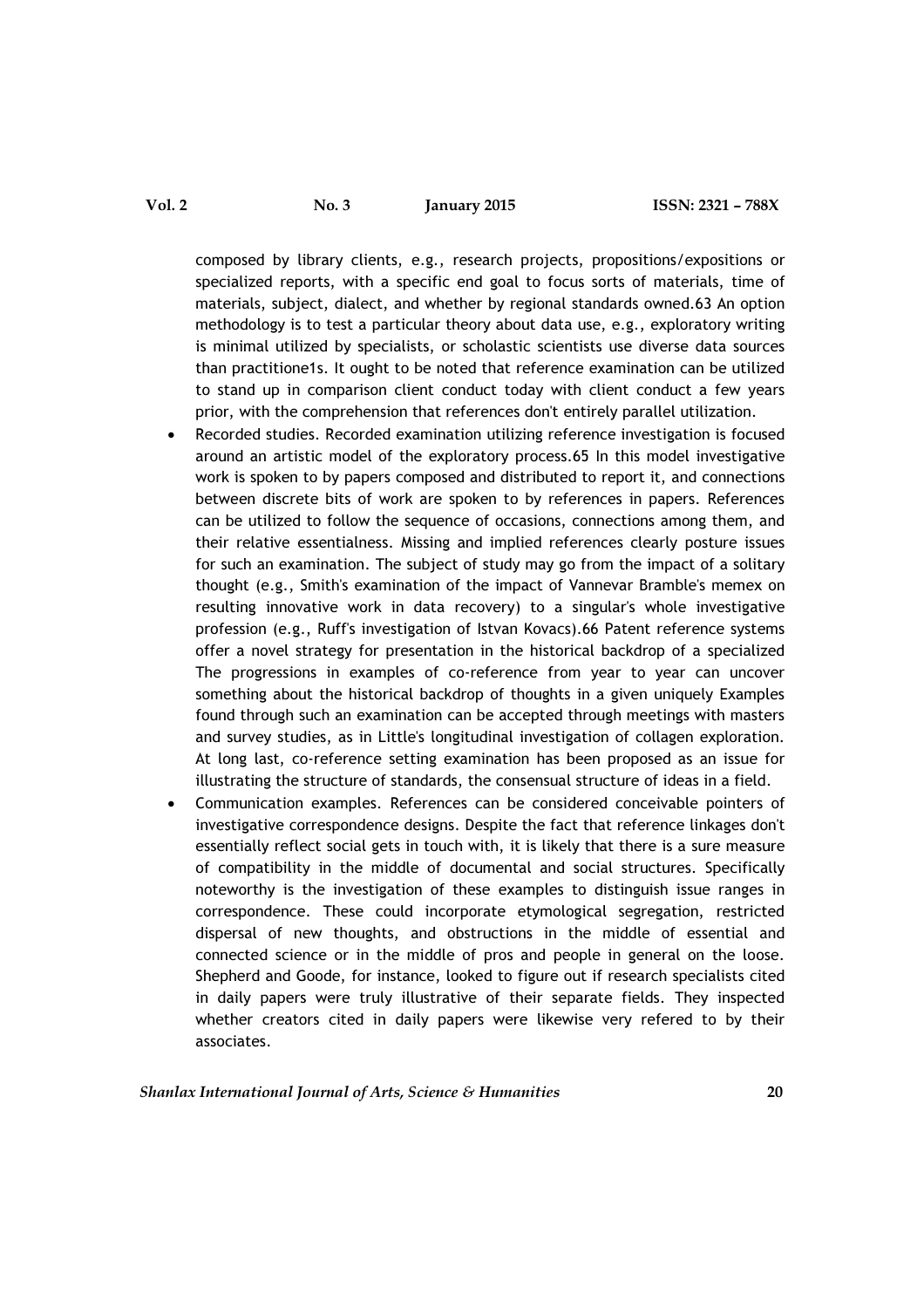composed by library clients, e.g., research projects, propositions/expositions or specialized reports, with a specific end goal to focus sorts of materials, time of materials, subject, dialect, and whether by regional standards owned.63 An option methodology is to test a particular theory about data use, e.g., exploratory writing is minimal utilized by specialists, or scholastic scientists use diverse data sources than practitione1s. It ought to be noted that reference examination can be utilized to stand up in comparison client conduct today with client conduct a few years prior, with the comprehension that references don't entirely parallel utilization.

- Recorded studies. Recorded examination utilizing reference investigation is focused around an artistic model of the exploratory process.65 In this model investigative work is spoken to by papers composed and distributed to report it, and connections between discrete bits of work are spoken to by references in papers. References can be utilized to follow the sequence of occasions, connections among them, and their relative essentialness. Missing and implied references clearly posture issues for such an examination. The subject of study may go from the impact of a solitary thought (e.g., Smith's examination of the impact of Vannevar Bramble's memex on resulting innovative work in data recovery) to a singular's whole investigative profession (e.g., Ruff's investigation of Istvan Kovacs).66 Patent reference systems offer a novel strategy for presentation in the historical backdrop of a specialized The progressions in examples of co-reference from year to year can uncover something about the historical backdrop of thoughts in a given uniquely Examples found through such an examination can be accepted through meetings with masters and survey studies, as in Little's longitudinal investigation of collagen exploration. At long last, co-reference setting examination has been proposed as an issue for illustrating the structure of standards, the consensual structure of ideas in a field.
- Communication examples. References can be considered conceivable pointers of investigative correspondence designs. Despite the fact that reference linkages don't essentially reflect social gets in touch with, it is likely that there is a sure measure of compatibility in the middle of documental and social structures. Specifically noteworthy is the investigation of these examples to distinguish issue ranges in correspondence. These could incorporate etymological segregation, restricted dispersal of new thoughts, and obstructions in the middle of essential and connected science or in the middle of pros and people in general on the loose. Shepherd and Goode, for instance, looked to figure out if research specialists cited in daily papers were truly illustrative of their separate fields. They inspected whether creators cited in daily papers were likewise very refered to by their associates.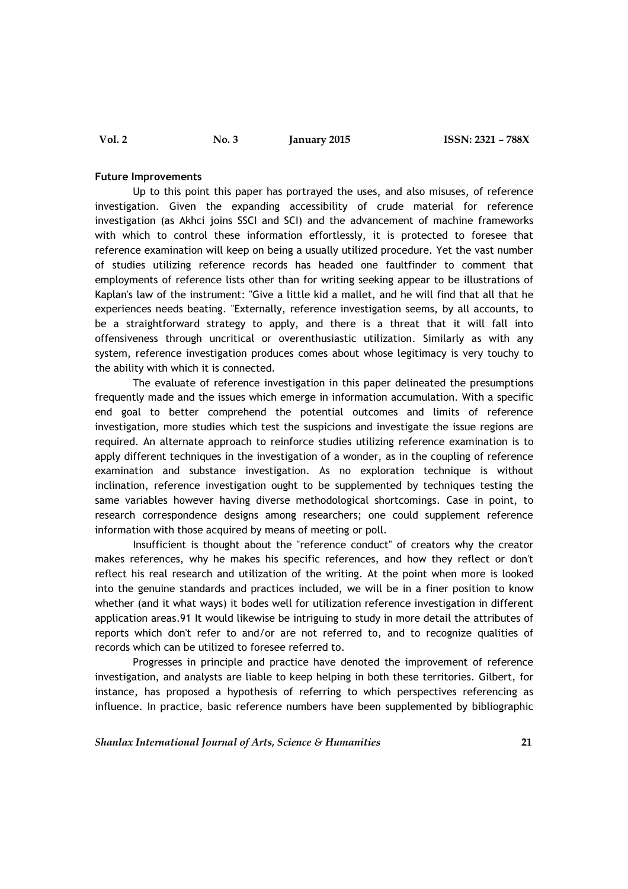**Future Improvements**

Up to this point this paper has portrayed the uses, and also misuses, of reference investigation. Given the expanding accessibility of crude material for reference investigation (as Akhci joins SSCI and SCI) and the advancement of machine frameworks with which to control these information effortlessly, it is protected to foresee that reference examination will keep on being a usually utilized procedure. Yet the vast number of studies utilizing reference records has headed one faultfinder to comment that employments of reference lists other than for writing seeking appear to be illustrations of Kaplan's law of the instrument: "Give a little kid a mallet, and he will find that all that he experiences needs beating. "Externally, reference investigation seems, by all accounts, to be a straightforward strategy to apply, and there is a threat that it will fall into offensiveness through uncritical or overenthusiastic utilization. Similarly as with any system, reference investigation produces comes about whose legitimacy is very touchy to the ability with which it is connected.

The evaluate of reference investigation in this paper delineated the presumptions frequently made and the issues which emerge in information accumulation. With a specific end goal to better comprehend the potential outcomes and limits of reference investigation, more studies which test the suspicions and investigate the issue regions are required. An alternate approach to reinforce studies utilizing reference examination is to apply different techniques in the investigation of a wonder, as in the coupling of reference examination and substance investigation. As no exploration technique is without inclination, reference investigation ought to be supplemented by techniques testing the same variables however having diverse methodological shortcomings. Case in point, to research correspondence designs among researchers; one could supplement reference information with those acquired by means of meeting or poll.

Insufficient is thought about the "reference conduct" of creators why the creator makes references, why he makes his specific references, and how they reflect or don't reflect his real research and utilization of the writing. At the point when more is looked into the genuine standards and practices included, we will be in a finer position to know whether (and it what ways) it bodes well for utilization reference investigation in different application areas.91 It would likewise be intriguing to study in more detail the attributes of reports which don't refer to and/or are not referred to, and to recognize qualities of records which can be utilized to foresee referred to.

Progresses in principle and practice have denoted the improvement of reference investigation, and analysts are liable to keep helping in both these territories. Gilbert, for instance, has proposed a hypothesis of referring to which perspectives referencing as influence. In practice, basic reference numbers have been supplemented by bibliographic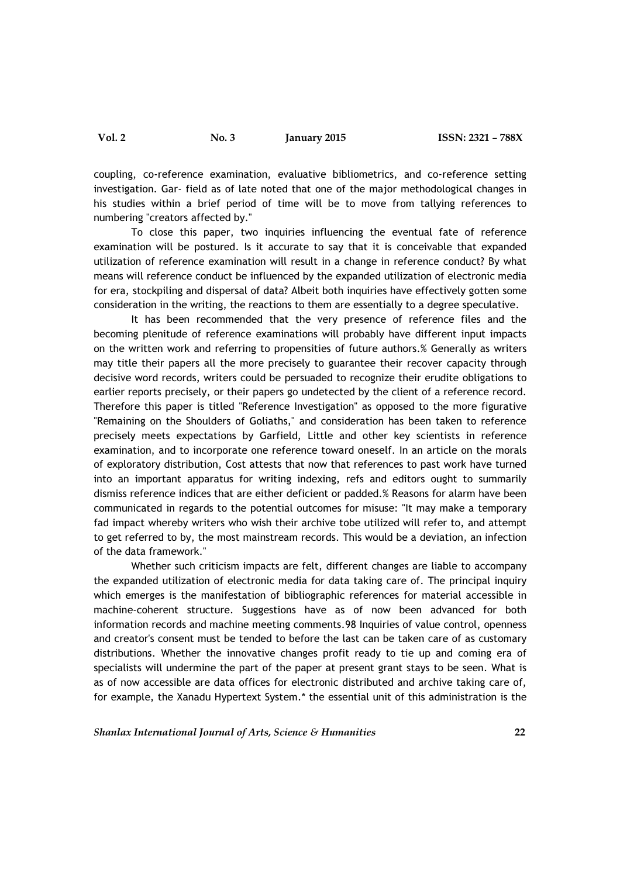coupling, co-reference examination, evaluative bibliometrics, and co-reference setting investigation. Gar- field as of late noted that one of the major methodological changes in his studies within a brief period of time will be to move from tallying references to numbering "creators affected by."

To close this paper, two inquiries influencing the eventual fate of reference examination will be postured. Is it accurate to say that it is conceivable that expanded utilization of reference examination will result in a change in reference conduct? By what means will reference conduct be influenced by the expanded utilization of electronic media for era, stockpiling and dispersal of data? Albeit both inquiries have effectively gotten some consideration in the writing, the reactions to them are essentially to a degree speculative.

It has been recommended that the very presence of reference files and the becoming plenitude of reference examinations will probably have different input impacts on the written work and referring to propensities of future authors.% Generally as writers may title their papers all the more precisely to guarantee their recover capacity through decisive word records, writers could be persuaded to recognize their erudite obligations to earlier reports precisely, or their papers go undetected by the client of a reference record. Therefore this paper is titled "Reference Investigation" as opposed to the more figurative "Remaining on the Shoulders of Goliaths," and consideration has been taken to reference precisely meets expectations by Garfield, Little and other key scientists in reference examination, and to incorporate one reference toward oneself. In an article on the morals of exploratory distribution, Cost attests that now that references to past work have turned into an important apparatus for writing indexing, refs and editors ought to summarily dismiss reference indices that are either deficient or padded.% Reasons for alarm have been communicated in regards to the potential outcomes for misuse: "It may make a temporary fad impact whereby writers who wish their archive tobe utilized will refer to, and attempt to get referred to by, the most mainstream records. This would be a deviation, an infection of the data framework."

Whether such criticism impacts are felt, different changes are liable to accompany the expanded utilization of electronic media for data taking care of. The principal inquiry which emerges is the manifestation of bibliographic references for material accessible in machine-coherent structure. Suggestions have as of now been advanced for both information records and machine meeting comments.98 Inquiries of value control, openness and creator's consent must be tended to before the last can be taken care of as customary distributions. Whether the innovative changes profit ready to tie up and coming era of specialists will undermine the part of the paper at present grant stays to be seen. What is as of now accessible are data offices for electronic distributed and archive taking care of, for example, the Xanadu Hypertext System.* the essential unit of this administration is the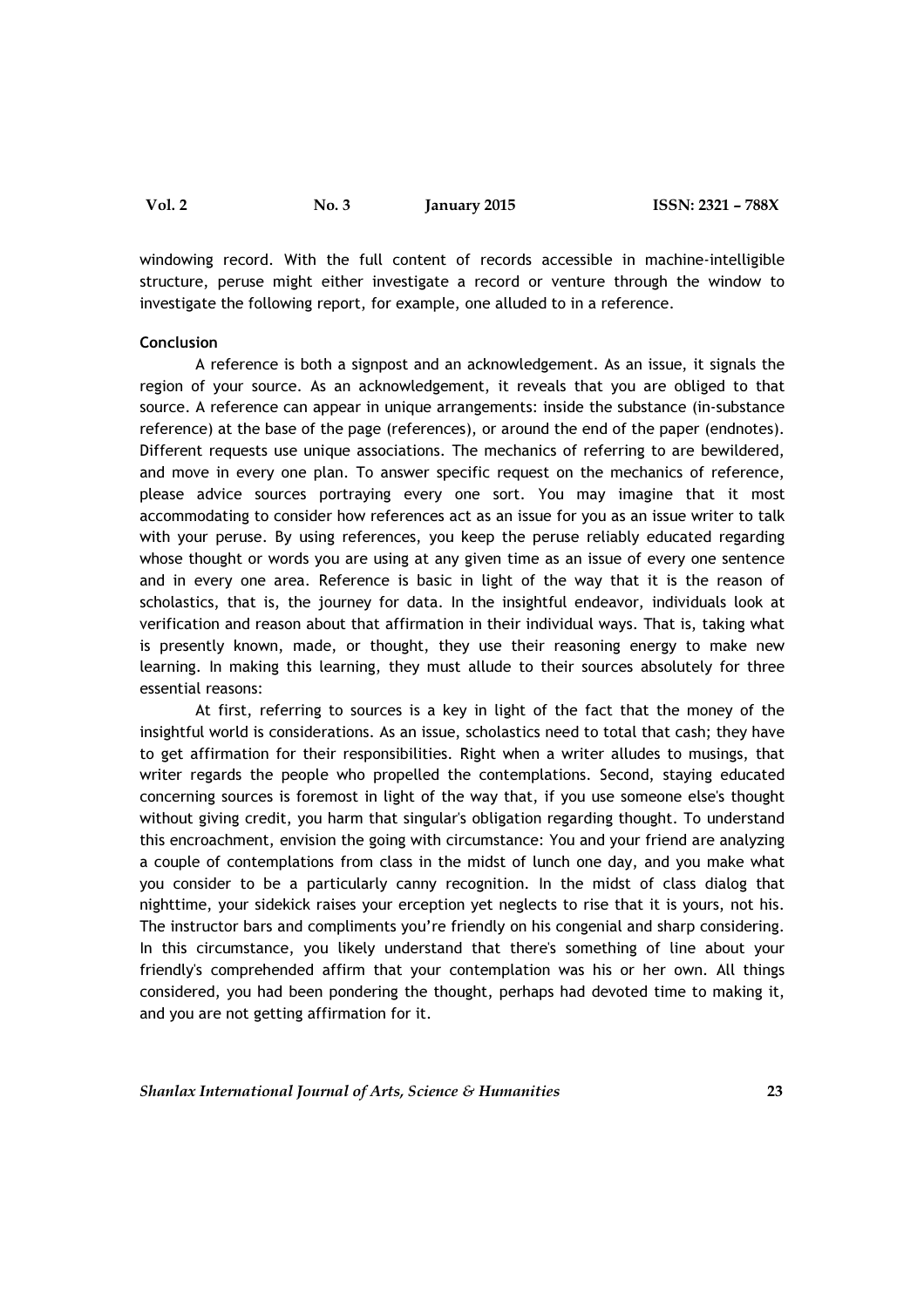windowing record. With the full content of records accessible in machine-intelligible structure, peruse might either investigate a record or venture through the window to investigate the following report, for example, one alluded to in a reference.

**Conclusion**

A reference is both a signpost and an acknowledgement. As an issue, it signals the region of your source. As an acknowledgement, it reveals that you are obliged to that source. A reference can appear in unique arrangements: inside the substance (in-substance reference) at the base of the page (references), or around the end of the paper (endnotes). Different requests use unique associations. The mechanics of referring to are bewildered, and move in every one plan. To answer specific request on the mechanics of reference, please advice sources portraying every one sort. You may imagine that it most accommodating to consider how references act as an issue for you as an issue writer to talk with your peruse. By using references, you keep the peruse reliably educated regarding whose thought or words you are using at any given time as an issue of every one sentence and in every one area. Reference is basic in light of the way that it is the reason of scholastics, that is, the journey for data. In the insightful endeavor, individuals look at verification and reason about that affirmation in their individual ways. That is, taking what is presently known, made, or thought, they use their reasoning energy to make new learning. In making this learning, they must allude to their sources absolutely for three essential reasons:

At first, referring to sources is a key in light of the fact that the money of the insightful world is considerations. As an issue, scholastics need to total that cash; they have to get affirmation for their responsibilities. Right when a writer alludes to musings, that writer regards the people who propelled the contemplations. Second, staying educated concerning sources is foremost in light of the way that, if you use someone else's thought without giving credit, you harm that singular's obligation regarding thought. To understand this encroachment, envision the going with circumstance: You and your friend are analyzing a couple of contemplations from class in the midst of lunch one day, and you make what you consider to be a particularly canny recognition. In the midst of class dialog that nighttime, your sidekick raises your erception yet neglects to rise that it is yours, not his. The instructor bars and compliments you're friendly on his congenial and sharp considering. In this circumstance, you likely understand that there's something of line about your friendly's comprehended affirm that your contemplation was his or her own. All things considered, you had been pondering the thought, perhaps had devoted time to making it, and you are not getting affirmation for it.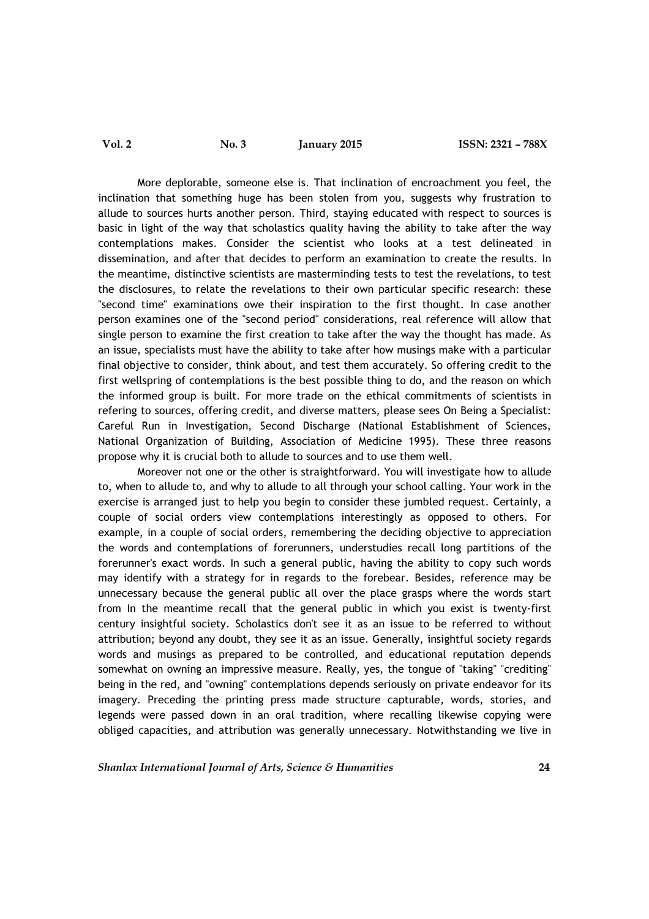More deplorable, someone else is. That inclination of encroachment you feel, the inclination that something huge has been stolen from you, suggests why frustration to allude to sources hurts another person. Third, staying educated with respect to sources is basic in light of the way that scholastics quality having the ability to take after the way contemplations makes. Consider the scientist who looks at a test delineated in dissemination, and after that decides to perform an examination to create the results. In the meantime, distinctive scientists are masterminding tests to test the revelations, to test the disclosures, to relate the revelations to their own particular specific research: these "second time" examinations owe their inspiration to the first thought. In case another person examines one of the "second period" considerations, real reference will allow that single person to examine the first creation to take after the way the thought has made. As an issue, specialists must have the ability to take after how musings make with a particular final objective to consider, think about, and test them accurately. So offering credit to the first wellspring of contemplations is the best possible thing to do, and the reason on which the informed group is built. For more trade on the ethical commitments of scientists in refering to sources, offering credit, and diverse matters, please sees On Being a Specialist: Careful Run in Investigation, Second Discharge (National Establishment of Sciences, National Organization of Building, Association of Medicine 1995). These three reasons propose why it is crucial both to allude to sources and to use them well.

Moreover not one or the other is straightforward. You will investigate how to allude to, when to allude to, and why to allude to all through your school calling. Your work in the exercise is arranged just to help you begin to consider these jumbled request. Certainly, a couple of social orders view contemplations interestingly as opposed to others. For example, in a couple of social orders, remembering the deciding objective to appreciation the words and contemplations of forerunners, understudies recall long partitions of the forerunner's exact words. In such a general public, having the ability to copy such words may identify with a strategy for in regards to the forebear. Besides, reference may be unnecessary because the general public all over the place grasps where the words start from In the meantime recall that the general public in which you exist is twenty-first century insightful society. Scholastics don't see it as an issue to be referred to without attribution; beyond any doubt, they see it as an issue. Generally, insightful society regards words and musings as prepared to be controlled, and educational reputation depends somewhat on owning an impressive measure. Really, yes, the tongue of "taking" "crediting" being in the red, and "owning" contemplations depends seriously on private endeavor for its imagery. Preceding the printing press made structure capturable, words, stories, and legends were passed down in an oral tradition, where recalling likewise copying were obliged capacities, and attribution was generally unnecessary. Notwithstanding we live in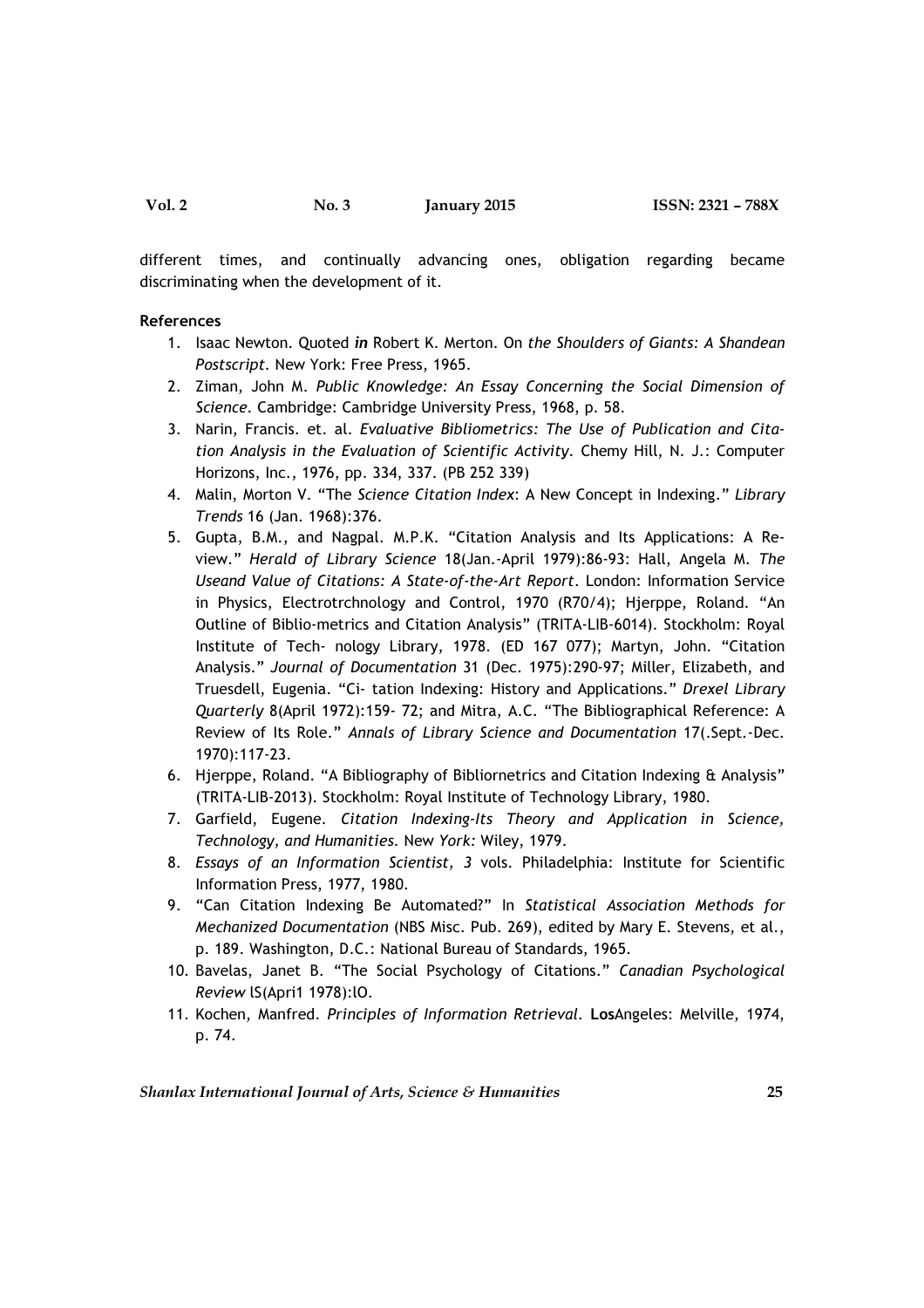different times, and continually advancing ones, obligation regarding became discriminating when the development of it.

**References**

1. Isaac Newton. Quoted ***in*** Robert K. Merton. On *the Shoulders of Giants: A Shandean Postscript*. New York: Free Press, 1965.
2. Ziman, John M. *Public Knowledge: An Essay Concerning the Social Dimension of Science*. Cambridge: Cambridge University Press, 1968, p. 58.
3. Narin, Francis. et. al. *Evaluative Bibliometrics: The Use of Publication and Cita- tion Analysis in the Evaluation of Scientific Activity*. Chemy Hill, N. J.: Computer Horizons, Inc., 1976, pp. 334, 337. (PB 252 339)
4. Malin, Morton V. "The *Science Citation Index*: A New Concept in Indexing." *Library Trends* 16 (Jan. 1968):376.
5. Gupta, B.M., and Nagpal. M.P.K. "Citation Analysis and Its Applications: A Re- view." *Herald of Library Science* 18(Jan.-April 1979):86-93: Hall, Angela M. *The Useand Value of Citations: A State-of-the-Art Report*. London: Information Service in Physics, Electrotrchnology and Control, 1970 (R70/4); Hjerppe, Roland. "An Outline of Biblio-metrics and Citation Analysis" (TRITA-LIB-6014). Stockholm: Royal Institute of Tech- nology Library, 1978. (ED 167 077); Martyn, John. "Citation Analysis." *Journal of Documentation* 31 (Dec. 1975):290-97; Miller, Elizabeth, and Truesdell, Eugenia. "Ci- tation Indexing: History and Applications." *Drexel Library Quarterly* 8(April 1972):159- 72; and Mitra, A.C. "The Bibliographical Reference: A Review of Its Role." *Annals of Library Science and Documentation* 17(.Sept.-Dec. 1970):117-23.
6. Hjerppe, Roland. "A Bibliography of Bibliornetrics and Citation Indexing & Analysis" (TRITA-LIB-2013). Stockholm: Royal Institute of Technology Library, 1980.
7. Garfield, Eugene. *Citation Indexing-Its Theory and Application in Science, Technology, and Humanities*. New *York:* Wiley, 1979.
8. *Essays of an Information Scientist, 3* vols. Philadelphia: Institute for Scientific Information Press, 1977, 1980.
9. "Can Citation Indexing Be Automated?" In *Statistical Association Methods for Mechanized Documentation* (NBS Misc. Pub. 269), edited by Mary E. Stevens, et al., p. 189. Washington, D.C.: National Bureau of Standards, 1965.
10. Bavelas, Janet B. "The Social Psychology of Citations." *Canadian Psychological Review* lS(Apri1 1978):lO.
11. Kochen, Manfred. *Principles of Information Retrieval*. **Los**Angeles: Melville, 1974, p. 74.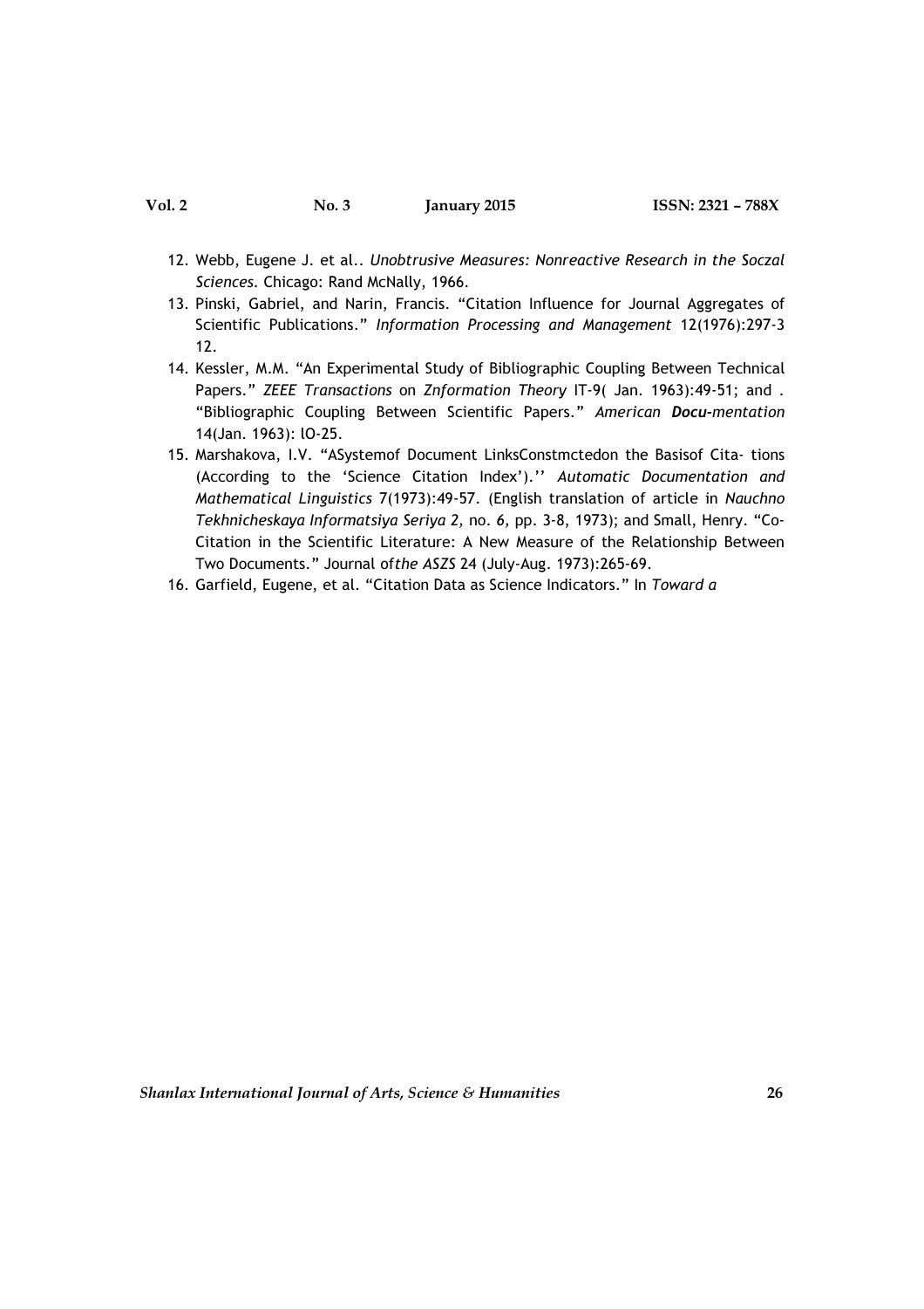12. Webb, Eugene J. et al.. *Unobtrusive Measures: Nonreactive Research in the Soczal Sciences*. Chicago: Rand McNally, 1966.
13. Pinski, Gabriel, and Narin, Francis. "Citation Influence for Journal Aggregates of Scientific Publications." *Information Processing and Management* 12(1976):297-3 12.
14. Kessler, M.M. "An Experimental Study of Bibliographic Coupling Between Technical Papers." *ZEEE Transactions* on *Znformation Theory* IT-9( Jan. 1963):49-51; and . "Bibliographic Coupling Between Scientific Papers." *American **Docu**-mentation* 14(Jan. 1963): lO-25.
15. Marshakova, I.V. "ASystemof Document LinksConstmctedon the Basisof Cita- tions (According to the 'Science Citation Index').'' *Automatic Documentation and Mathematical Linguistics* 7(1973):49-57. (English translation of article in *Nauchno Tekhnicheskaya Informatsiya Seriya 2*, no. *6*, pp. 3-8, 1973); and Small, Henry. "Co-Citation in the Scientific Literature: A New Measure of the Relationship Between Two Documents." Journal of*the ASZS* 24 (July-Aug. 1973):265-69.
16. Garfield, Eugene, et al. "Citation Data as Science Indicators." In *Toward a*